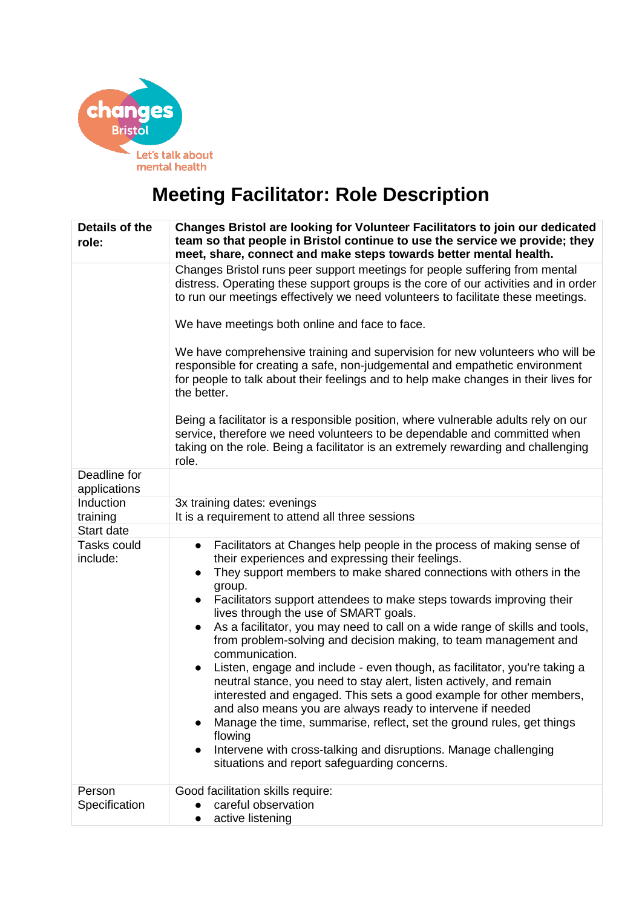# Meeting Facilitator: Role Description

| Details of the role: | **Changes Bristol are looking for Volunteer Facilitators to join our dedicated team so that people in Bristol continue to use the service we provide; they meet, share, connect and make steps towards better mental health.** |
|---|---|
| | Changes Bristol runs peer support meetings for people suffering from mental distress. Operating these support groups is the core of our activities and in order to run our meetings effectively we need volunteers to facilitate these meetings.<br><br>We have meetings both online and face to face.<br><br>We have comprehensive training and supervision for new volunteers who will be responsible for creating a safe, non-judgemental and empathetic environment for people to talk about their feelings and to help make changes in their lives for the better.<br><br>Being a facilitator is a responsible position, where vulnerable adults rely on our service, therefore we need volunteers to be dependable and committed when taking on the role. Being a facilitator is an extremely rewarding and challenging role. |
| Deadline for applications | |
| Induction training | 3x training dates: evenings<br>It is a requirement to attend all three sessions |
| Start date | |
| Tasks could include: | • Facilitators at Changes help people in the process of making sense of their experiences and expressing their feelings.<br>• They support members to make shared connections with others in the group.<br>• Facilitators support attendees to make steps towards improving their lives through the use of SMART goals.<br>• As a facilitator, you may need to call on a wide range of skills and tools, from problem-solving and decision making, to team management and communication.<br>• Listen, engage and include - even though, as facilitator, you're taking a neutral stance, you need to stay alert, listen actively, and remain interested and engaged. This sets a good example for other members, and also means you are always ready to intervene if needed<br>• Manage the time, summarise, reflect, set the ground rules, get things flowing<br>• Intervene with cross-talking and disruptions. Manage challenging situations and report safeguarding concerns. |
| Person Specification | Good facilitation skills require:<br>• careful observation<br>• active listening |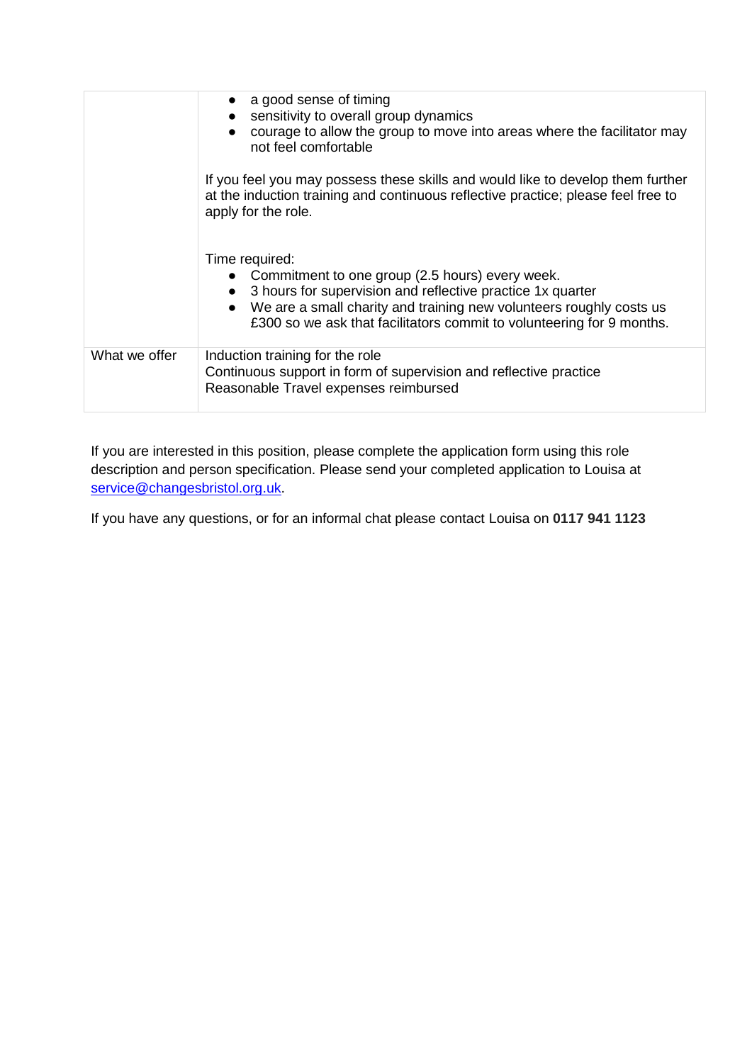| | |
|---|---|
| | <ul><li>a good sense of timing</li><li>sensitivity to overall group dynamics</li><li>courage to allow the group to move into areas where the facilitator may not feel comfortable</li></ul>If you feel you may possess these skills and would like to develop them further at the induction training and continuous reflective practice; please feel free to apply for the role.<br><br>Time required:<ul><li>Commitment to one group (2.5 hours) every week.</li><li>3 hours for supervision and reflective practice 1x quarter</li><li>We are a small charity and training new volunteers roughly costs us £300 so we ask that facilitators commit to volunteering for 9 months.</li></ul> |
| What we offer | Induction training for the role<br>Continuous support in form of supervision and reflective practice<br>Reasonable Travel expenses reimbursed |

If you are interested in this position, please complete the application form using this role description and person specification. Please send your completed application to Louisa at service@changesbristol.org.uk.

If you have any questions, or for an informal chat please contact Louisa on **0117 941 1123**